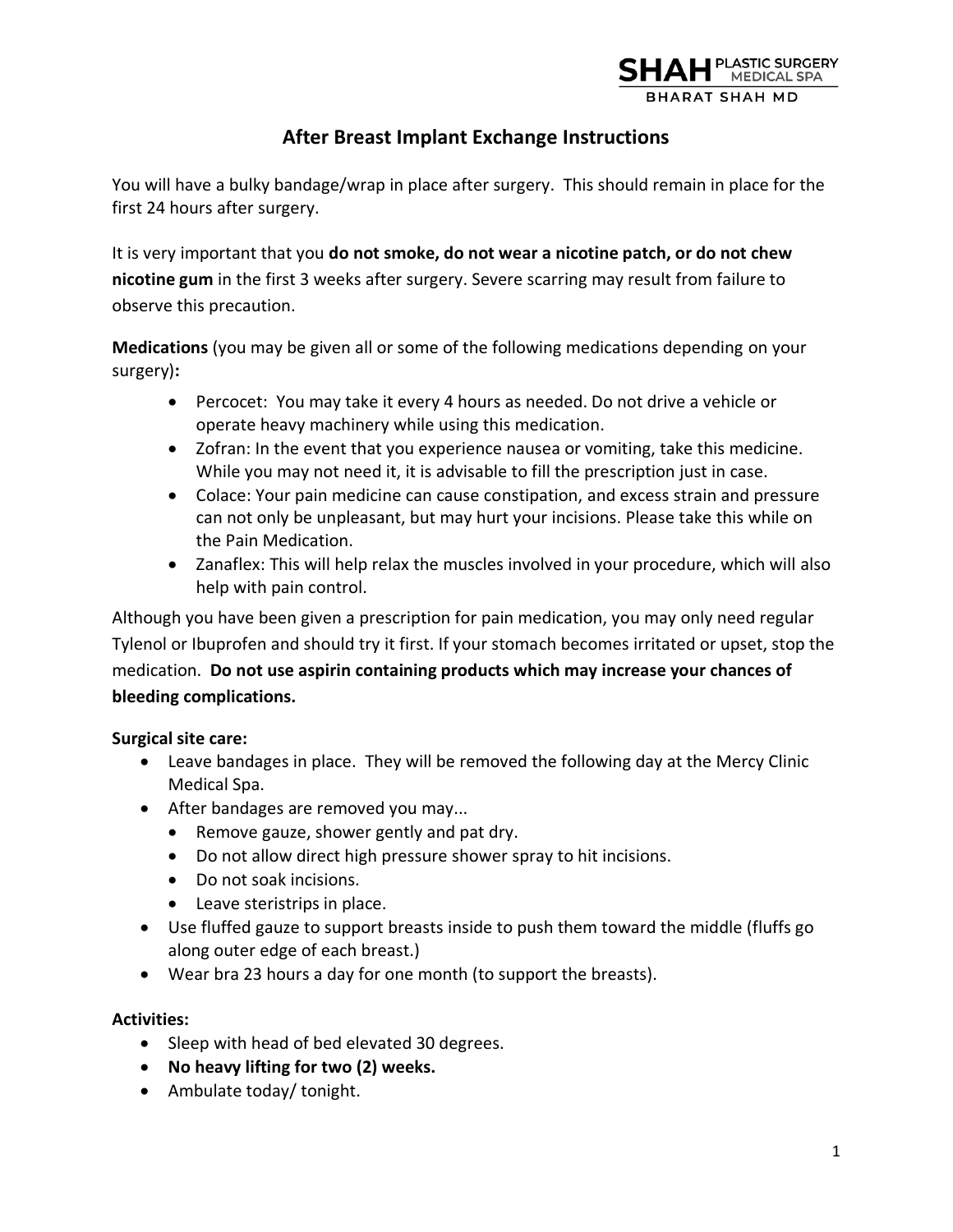SHAH PLASTIC SURGERY MEDICAL SPA
BHARAT SHAH MD

# After Breast Implant Exchange Instructions

You will have a bulky bandage/wrap in place after surgery. This should remain in place for the first 24 hours after surgery.

It is very important that you **do not smoke, do not wear a nicotine patch, or do not chew nicotine gum** in the first 3 weeks after surgery. Severe scarring may result from failure to observe this precaution.

**Medications** (you may be given all or some of the following medications depending on your surgery)**:**

- Percocet: You may take it every 4 hours as needed. Do not drive a vehicle or operate heavy machinery while using this medication.
- Zofran: In the event that you experience nausea or vomiting, take this medicine. While you may not need it, it is advisable to fill the prescription just in case.
- Colace: Your pain medicine can cause constipation, and excess strain and pressure can not only be unpleasant, but may hurt your incisions. Please take this while on the Pain Medication.
- Zanaflex: This will help relax the muscles involved in your procedure, which will also help with pain control.

Although you have been given a prescription for pain medication, you may only need regular Tylenol or Ibuprofen and should try it first. If your stomach becomes irritated or upset, stop the medication. **Do not use aspirin containing products which may increase your chances of bleeding complications.**

**Surgical site care:**

- Leave bandages in place. They will be removed the following day at the Mercy Clinic Medical Spa.
- After bandages are removed you may...
  - Remove gauze, shower gently and pat dry.
  - Do not allow direct high pressure shower spray to hit incisions.
  - Do not soak incisions.
  - Leave steristrips in place.
- Use fluffed gauze to support breasts inside to push them toward the middle (fluffs go along outer edge of each breast.)
- Wear bra 23 hours a day for one month (to support the breasts).

**Activities:**

- Sleep with head of bed elevated 30 degrees.
- **No heavy lifting for two (2) weeks.**
- Ambulate today/ tonight.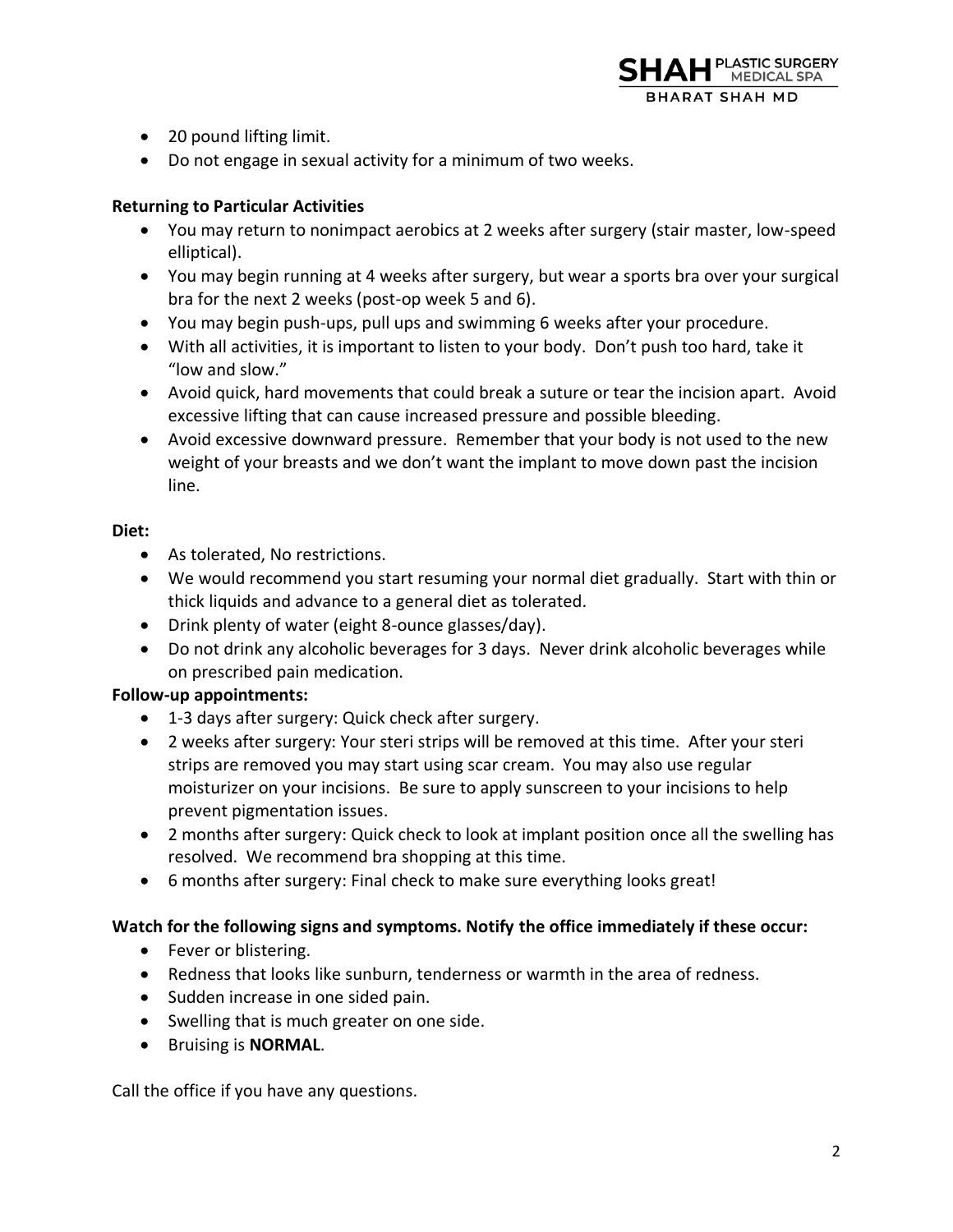- 20 pound lifting limit.
- Do not engage in sexual activity for a minimum of two weeks.

**Returning to Particular Activities**

- You may return to nonimpact aerobics at 2 weeks after surgery (stair master, low-speed elliptical).
- You may begin running at 4 weeks after surgery, but wear a sports bra over your surgical bra for the next 2 weeks (post-op week 5 and 6).
- You may begin push-ups, pull ups and swimming 6 weeks after your procedure.
- With all activities, it is important to listen to your body. Don't push too hard, take it "low and slow."
- Avoid quick, hard movements that could break a suture or tear the incision apart. Avoid excessive lifting that can cause increased pressure and possible bleeding.
- Avoid excessive downward pressure. Remember that your body is not used to the new weight of your breasts and we don't want the implant to move down past the incision line.

**Diet:**

- As tolerated, No restrictions.
- We would recommend you start resuming your normal diet gradually. Start with thin or thick liquids and advance to a general diet as tolerated.
- Drink plenty of water (eight 8-ounce glasses/day).
- Do not drink any alcoholic beverages for 3 days. Never drink alcoholic beverages while on prescribed pain medication.

**Follow-up appointments:**

- 1-3 days after surgery: Quick check after surgery.
- 2 weeks after surgery: Your steri strips will be removed at this time. After your steri strips are removed you may start using scar cream. You may also use regular moisturizer on your incisions. Be sure to apply sunscreen to your incisions to help prevent pigmentation issues.
- 2 months after surgery: Quick check to look at implant position once all the swelling has resolved. We recommend bra shopping at this time.
- 6 months after surgery: Final check to make sure everything looks great!

**Watch for the following signs and symptoms. Notify the office immediately if these occur:**

- Fever or blistering.
- Redness that looks like sunburn, tenderness or warmth in the area of redness.
- Sudden increase in one sided pain.
- Swelling that is much greater on one side.
- Bruising is **NORMAL**.

Call the office if you have any questions.